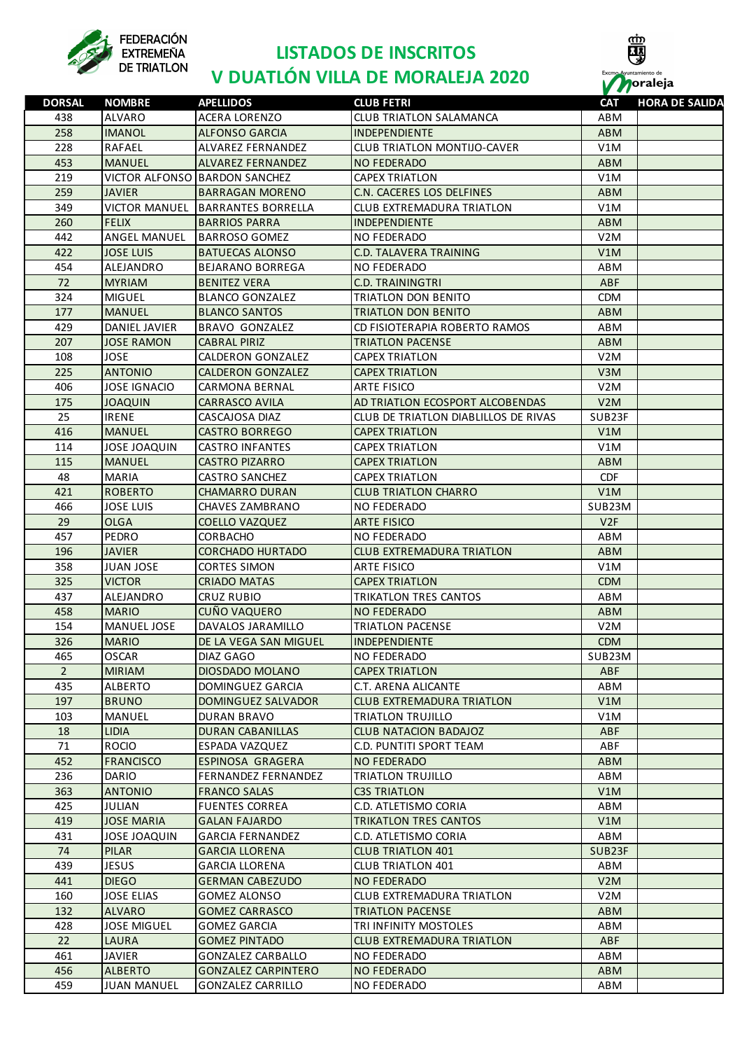# LISTADOS DE INSCRITOS
## V DUATLÓN VILLA DE MORALEJA 2020

| DORSAL | NOMBRE | APELLIDOS | CLUB FETRI | CAT | HORA DE SALIDA |
|---|---|---|---|---|---|
| 438 | ALVARO | ACERA LORENZO | CLUB TRIATLON SALAMANCA | ABM | |
| 258 | IMANOL | ALFONSO GARCIA | INDEPENDIENTE | ABM | |
| 228 | RAFAEL | ALVAREZ FERNANDEZ | CLUB TRIATLON MONTIJO-CAVER | V1M | |
| 453 | MANUEL | ALVAREZ FERNANDEZ | NO FEDERADO | ABM | |
| 219 | VICTOR ALFONSO | BARDON SANCHEZ | CAPEX TRIATLON | V1M | |
| 259 | JAVIER | BARRAGAN MORENO | C.N. CACERES LOS DELFINES | ABM | |
| 349 | VICTOR MANUEL | BARRANTES BORRELLA | CLUB EXTREMADURA TRIATLON | V1M | |
| 260 | FELIX | BARRIOS PARRA | INDEPENDIENTE | ABM | |
| 442 | ANGEL MANUEL | BARROSO GOMEZ | NO FEDERADO | V2M | |
| 422 | JOSE LUIS | BATUECAS ALONSO | C.D. TALAVERA TRAINING | V1M | |
| 454 | ALEJANDRO | BEJARANO BORREGA | NO FEDERADO | ABM | |
| 72 | MYRIAM | BENITEZ VERA | C.D. TRAININGTRI | ABF | |
| 324 | MIGUEL | BLANCO GONZALEZ | TRIATLON DON BENITO | CDM | |
| 177 | MANUEL | BLANCO SANTOS | TRIATLON DON BENITO | ABM | |
| 429 | DANIEL JAVIER | BRAVO GONZALEZ | CD FISIOTERAPIA ROBERTO RAMOS | ABM | |
| 207 | JOSE RAMON | CABRAL PIRIZ | TRIATLON PACENSE | ABM | |
| 108 | JOSE | CALDERON GONZALEZ | CAPEX TRIATLON | V2M | |
| 225 | ANTONIO | CALDERON GONZALEZ | CAPEX TRIATLON | V3M | |
| 406 | JOSE IGNACIO | CARMONA BERNAL | ARTE FISICO | V2M | |
| 175 | JOAQUIN | CARRASCO AVILA | AD TRIATLON ECOSPORT ALCOBENDAS | V2M | |
| 25 | IRENE | CASCAJOSA DIAZ | CLUB DE TRIATLON DIABLILLOS DE RIVAS | SUB23F | |
| 416 | MANUEL | CASTRO BORREGO | CAPEX TRIATLON | V1M | |
| 114 | JOSE JOAQUIN | CASTRO INFANTES | CAPEX TRIATLON | V1M | |
| 115 | MANUEL | CASTRO PIZARRO | CAPEX TRIATLON | ABM | |
| 48 | MARIA | CASTRO SANCHEZ | CAPEX TRIATLON | CDF | |
| 421 | ROBERTO | CHAMARRO DURAN | CLUB TRIATLON CHARRO | V1M | |
| 466 | JOSE LUIS | CHAVES ZAMBRANO | NO FEDERADO | SUB23M | |
| 29 | OLGA | COELLO VAZQUEZ | ARTE FISICO | V2F | |
| 457 | PEDRO | CORBACHO | NO FEDERADO | ABM | |
| 196 | JAVIER | CORCHADO HURTADO | CLUB EXTREMADURA TRIATLON | ABM | |
| 358 | JUAN JOSE | CORTES SIMON | ARTE FISICO | V1M | |
| 325 | VICTOR | CRIADO MATAS | CAPEX TRIATLON | CDM | |
| 437 | ALEJANDRO | CRUZ RUBIO | TRIKATLON TRES CANTOS | ABM | |
| 458 | MARIO | CUÑO VAQUERO | NO FEDERADO | ABM | |
| 154 | MANUEL JOSE | DAVALOS JARAMILLO | TRIATLON PACENSE | V2M | |
| 326 | MARIO | DE LA VEGA SAN MIGUEL | INDEPENDIENTE | CDM | |
| 465 | OSCAR | DIAZ GAGO | NO FEDERADO | SUB23M | |
| 2 | MIRIAM | DIOSDADO MOLANO | CAPEX TRIATLON | ABF | |
| 435 | ALBERTO | DOMINGUEZ GARCIA | C.T. ARENA ALICANTE | ABM | |
| 197 | BRUNO | DOMINGUEZ SALVADOR | CLUB EXTREMADURA TRIATLON | V1M | |
| 103 | MANUEL | DURAN BRAVO | TRIATLON TRUJILLO | V1M | |
| 18 | LIDIA | DURAN CABANILLAS | CLUB NATACION BADAJOZ | ABF | |
| 71 | ROCIO | ESPADA VAZQUEZ | C.D. PUNTITI SPORT TEAM | ABF | |
| 452 | FRANCISCO | ESPINOSA GRAGERA | NO FEDERADO | ABM | |
| 236 | DARIO | FERNANDEZ FERNANDEZ | TRIATLON TRUJILLO | ABM | |
| 363 | ANTONIO | FRANCO SALAS | C3S TRIATLON | V1M | |
| 425 | JULIAN | FUENTES CORREA | C.D. ATLETISMO CORIA | ABM | |
| 419 | JOSE MARIA | GALAN FAJARDO | TRIKATLON TRES CANTOS | V1M | |
| 431 | JOSE JOAQUIN | GARCIA FERNANDEZ | C.D. ATLETISMO CORIA | ABM | |
| 74 | PILAR | GARCIA LLORENA | CLUB TRIATLON 401 | SUB23F | |
| 439 | JESUS | GARCIA LLORENA | CLUB TRIATLON 401 | ABM | |
| 441 | DIEGO | GERMAN CABEZUDO | NO FEDERADO | V2M | |
| 160 | JOSE ELIAS | GOMEZ ALONSO | CLUB EXTREMADURA TRIATLON | V2M | |
| 132 | ALVARO | GOMEZ CARRASCO | TRIATLON PACENSE | ABM | |
| 428 | JOSE MIGUEL | GOMEZ GARCIA | TRI INFINITY MOSTOLES | ABM | |
| 22 | LAURA | GOMEZ PINTADO | CLUB EXTREMADURA TRIATLON | ABF | |
| 461 | JAVIER | GONZALEZ CARBALLO | NO FEDERADO | ABM | |
| 456 | ALBERTO | GONZALEZ CARPINTERO | NO FEDERADO | ABM | |
| 459 | JUAN MANUEL | GONZALEZ CARRILLO | NO FEDERADO | ABM | |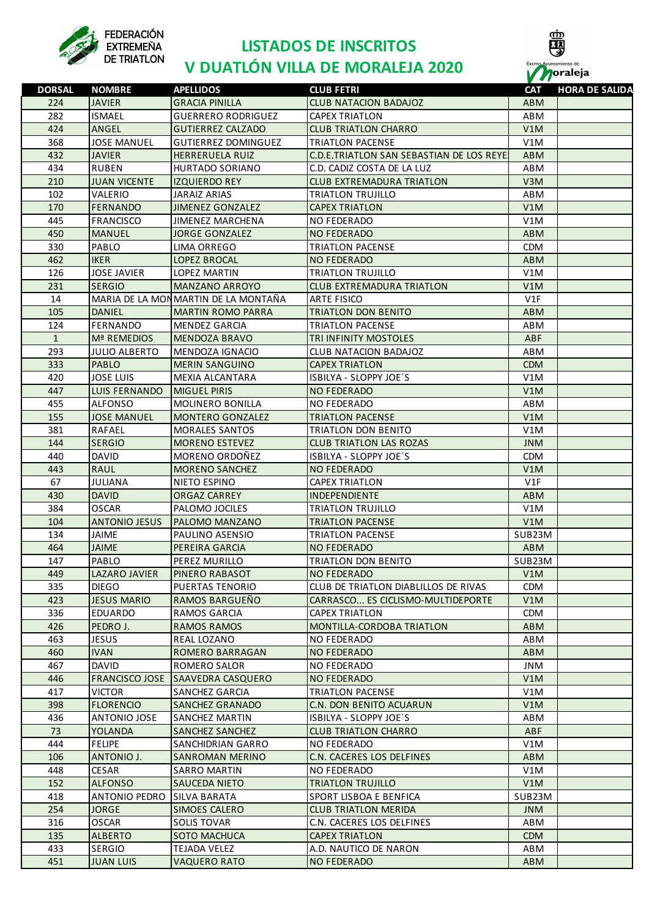FEDERACIÓN EXTREMEÑA DE TRIATLON

# LISTADOS DE INSCRITOS
## V DUATLÓN VILLA DE MORALEJA 2020

| DORSAL | NOMBRE | APELLIDOS | CLUB FETRI | CAT | HORA DE SALIDA |
|---|---|---|---|---|---|
| 224 | JAVIER | GRACIA PINILLA | CLUB NATACION BADAJOZ | ABM | |
| 282 | ISMAEL | GUERRERO RODRIGUEZ | CAPEX TRIATLON | ABM | |
| 424 | ANGEL | GUTIERREZ CALZADO | CLUB TRIATLON CHARRO | V1M | |
| 368 | JOSE MANUEL | GUTIERREZ DOMINGUEZ | TRIATLON PACENSE | V1M | |
| 432 | JAVIER | HERRERUELA RUIZ | C.D.E.TRIATLON SAN SEBASTIAN DE LOS REYES | ABM | |
| 434 | RUBEN | HURTADO SORIANO | C.D. CADIZ COSTA DE LA LUZ | ABM | |
| 210 | JUAN VICENTE | IZQUIERDO REY | CLUB EXTREMADURA TRIATLON | V3M | |
| 102 | VALERIO | JARAIZ ARIAS | TRIATLON TRUJILLO | ABM | |
| 170 | FERNANDO | JIMENEZ GONZALEZ | CAPEX TRIATLON | V1M | |
| 445 | FRANCISCO | JIMENEZ MARCHENA | NO FEDERADO | V1M | |
| 450 | MANUEL | JORGE GONZALEZ | NO FEDERADO | ABM | |
| 330 | PABLO | LIMA ORREGO | TRIATLON PACENSE | CDM | |
| 462 | IKER | LOPEZ BROCAL | NO FEDERADO | ABM | |
| 126 | JOSE JAVIER | LOPEZ MARTIN | TRIATLON TRUJILLO | V1M | |
| 231 | SERGIO | MANZANO ARROYO | CLUB EXTREMADURA TRIATLON | V1M | |
| 14 | MARIA DE LA MON | MARTIN DE LA MONTAÑA | ARTE FISICO | V1F | |
| 105 | DANIEL | MARTIN ROMO PARRA | TRIATLON DON BENITO | ABM | |
| 124 | FERNANDO | MENDEZ GARCIA | TRIATLON PACENSE | ABM | |
| 1 | Mª REMEDIOS | MENDOZA BRAVO | TRI INFINITY MOSTOLES | ABF | |
| 293 | JULIO ALBERTO | MENDOZA IGNACIO | CLUB NATACION BADAJOZ | ABM | |
| 333 | PABLO | MERIN SANGUINO | CAPEX TRIATLON | CDM | |
| 420 | JOSE LUIS | MEXIA ALCANTARA | ISBILYA - SLOPPY JOE´S | V1M | |
| 447 | LUIS FERNANDO | MIGUEL PIRIS | NO FEDERADO | V1M | |
| 455 | ALFONSO | MOLINERO BONILLA | NO FEDERADO | ABM | |
| 155 | JOSE MANUEL | MONTERO GONZALEZ | TRIATLON PACENSE | V1M | |
| 381 | RAFAEL | MORALES SANTOS | TRIATLON DON BENITO | V1M | |
| 144 | SERGIO | MORENO ESTEVEZ | CLUB TRIATLON LAS ROZAS | JNM | |
| 440 | DAVID | MORENO ORDOÑEZ | ISBILYA - SLOPPY JOE´S | CDM | |
| 443 | RAUL | MORENO SANCHEZ | NO FEDERADO | V1M | |
| 67 | JULIANA | NIETO ESPINO | CAPEX TRIATLON | V1F | |
| 430 | DAVID | ORGAZ CARREY | INDEPENDIENTE | ABM | |
| 384 | OSCAR | PALOMO JOCILES | TRIATLON TRUJILLO | V1M | |
| 104 | ANTONIO JESUS | PALOMO MANZANO | TRIATLON PACENSE | V1M | |
| 134 | JAIME | PAULINO ASENSIO | TRIATLON PACENSE | SUB23M | |
| 464 | JAIME | PEREIRA GARCIA | NO FEDERADO | ABM | |
| 147 | PABLO | PEREZ MURILLO | TRIATLON DON BENITO | SUB23M | |
| 449 | LAZARO JAVIER | PINERO RABASOT | NO FEDERADO | V1M | |
| 335 | DIEGO | PUERTAS TENORIO | CLUB DE TRIATLON DIABLILLOS DE RIVAS | CDM | |
| 423 | JESUS MARIO | RAMOS BARGUEÑO | CARRASCO... ES CICLISMO-MULTIDEPORTE | V1M | |
| 336 | EDUARDO | RAMOS GARCIA | CAPEX TRIATLON | CDM | |
| 426 | PEDRO J. | RAMOS RAMOS | MONTILLA-CORDOBA TRIATLON | ABM | |
| 463 | JESUS | REAL LOZANO | NO FEDERADO | ABM | |
| 460 | IVAN | ROMERO BARRAGAN | NO FEDERADO | ABM | |
| 467 | DAVID | ROMERO SALOR | NO FEDERADO | JNM | |
| 446 | FRANCISCO JOSE | SAAVEDRA CASQUERO | NO FEDERADO | V1M | |
| 417 | VICTOR | SANCHEZ GARCIA | TRIATLON PACENSE | V1M | |
| 398 | FLORENCIO | SANCHEZ GRANADO | C.N. DON BENITO ACUARUN | V1M | |
| 436 | ANTONIO JOSE | SANCHEZ MARTIN | ISBILYA - SLOPPY JOE´S | ABM | |
| 73 | YOLANDA | SANCHEZ SANCHEZ | CLUB TRIATLON CHARRO | ABF | |
| 444 | FELIPE | SANCHIDRIAN GARRO | NO FEDERADO | V1M | |
| 106 | ANTONIO J. | SANROMAN MERINO | C.N. CACERES LOS DELFINES | ABM | |
| 448 | CESAR | SARRO MARTIN | NO FEDERADO | V1M | |
| 152 | ALFONSO | SAUCEDA NIETO | TRIATLON TRUJILLO | V1M | |
| 418 | ANTONIO PEDRO | SILVA BARATA | SPORT LISBOA E BENFICA | SUB23M | |
| 254 | JORGE | SIMOES CALERO | CLUB TRIATLON MERIDA | JNM | |
| 316 | OSCAR | SOLIS TOVAR | C.N. CACERES LOS DELFINES | ABM | |
| 135 | ALBERTO | SOTO MACHUCA | CAPEX TRIATLON | CDM | |
| 433 | SERGIO | TEJADA VELEZ | A.D. NAUTICO DE NARON | ABM | |
| 451 | JUAN LUIS | VAQUERO RATO | NO FEDERADO | ABM | |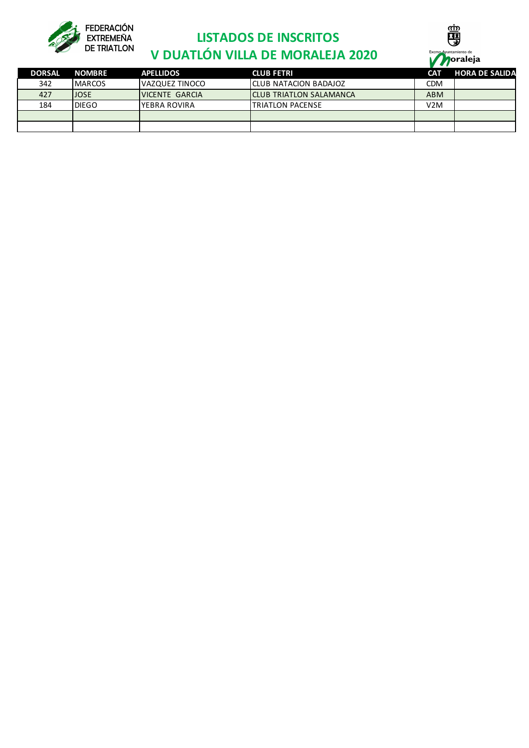# LISTADOS DE INSCRITOS

## V DUATLÓN VILLA DE MORALEJA 2020

| DORSAL | NOMBRE | APELLIDOS | CLUB FETRI | CAT | HORA DE SALIDA |
|---|---|---|---|---|---|
| 342 | MARCOS | VAZQUEZ TINOCO | CLUB NATACION BADAJOZ | CDM | |
| 427 | JOSE | VICENTE GARCIA | CLUB TRIATLON SALAMANCA | ABM | |
| 184 | DIEGO | YEBRA ROVIRA | TRIATLON PACENSE | V2M | |
| | | | | | |
| | | | | | |